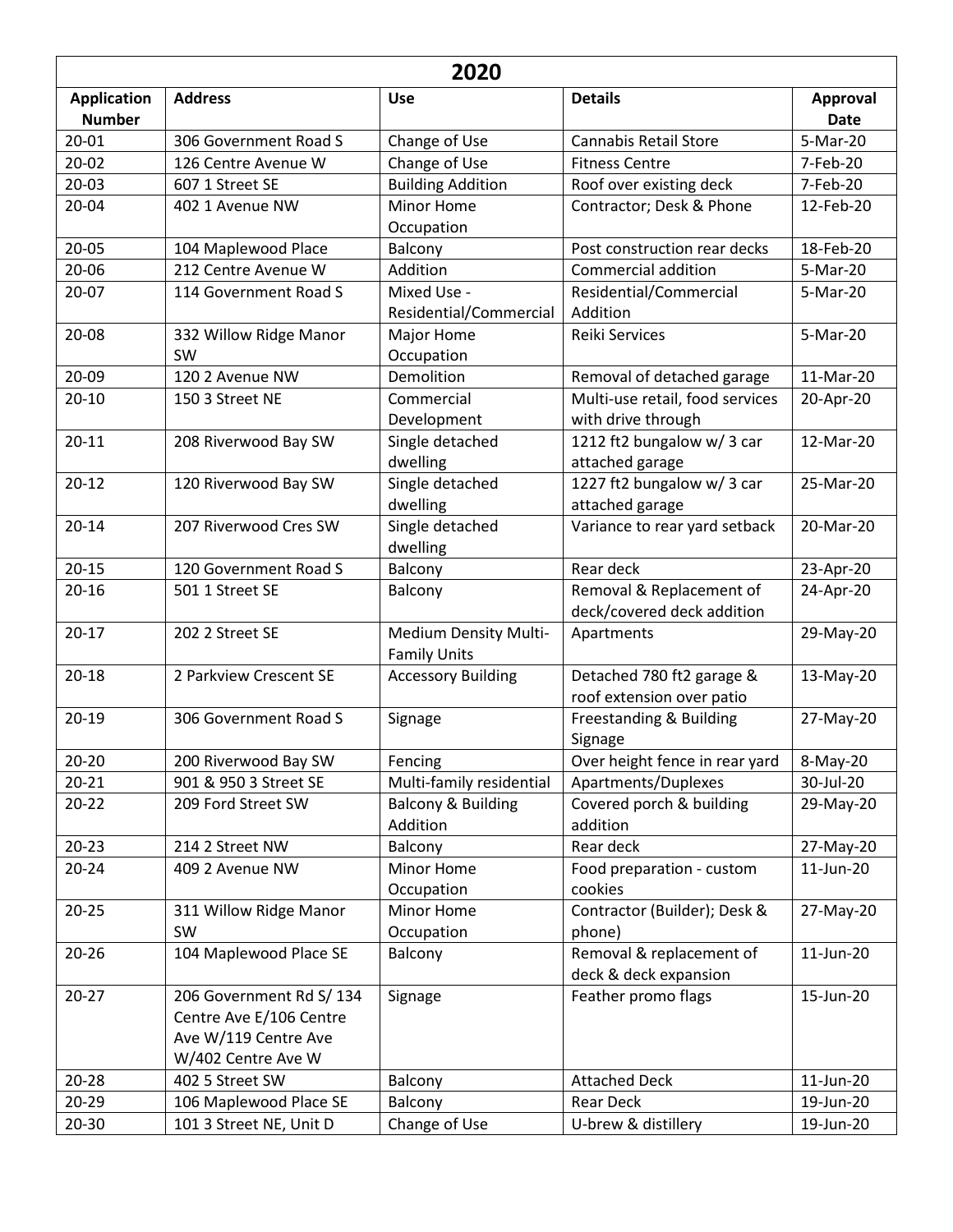| 2020 | | | | |
|---|---|---|---|---|
| **Application Number** | **Address** | **Use** | **Details** | **Approval Date** |
| 20-01 | 306 Government Road S | Change of Use | Cannabis Retail Store | 5-Mar-20 |
| 20-02 | 126 Centre Avenue W | Change of Use | Fitness Centre | 7-Feb-20 |
| 20-03 | 607 1 Street SE | Building Addition | Roof over existing deck | 7-Feb-20 |
| 20-04 | 402 1 Avenue NW | Minor Home Occupation | Contractor; Desk & Phone | 12-Feb-20 |
| 20-05 | 104 Maplewood Place | Balcony | Post construction rear decks | 18-Feb-20 |
| 20-06 | 212 Centre Avenue W | Addition | Commercial addition | 5-Mar-20 |
| 20-07 | 114 Government Road S | Mixed Use - Residential/Commercial | Residential/Commercial Addition | 5-Mar-20 |
| 20-08 | 332 Willow Ridge Manor SW | Major Home Occupation | Reiki Services | 5-Mar-20 |
| 20-09 | 120 2 Avenue NW | Demolition | Removal of detached garage | 11-Mar-20 |
| 20-10 | 150 3 Street NE | Commercial Development | Multi-use retail, food services with drive through | 20-Apr-20 |
| 20-11 | 208 Riverwood Bay SW | Single detached dwelling | 1212 ft2 bungalow w/ 3 car attached garage | 12-Mar-20 |
| 20-12 | 120 Riverwood Bay SW | Single detached dwelling | 1227 ft2 bungalow w/ 3 car attached garage | 25-Mar-20 |
| 20-14 | 207 Riverwood Cres SW | Single detached dwelling | Variance to rear yard setback | 20-Mar-20 |
| 20-15 | 120 Government Road S | Balcony | Rear deck | 23-Apr-20 |
| 20-16 | 501 1 Street SE | Balcony | Removal & Replacement of deck/covered deck addition | 24-Apr-20 |
| 20-17 | 202 2 Street SE | Medium Density Multi-Family Units | Apartments | 29-May-20 |
| 20-18 | 2 Parkview Crescent SE | Accessory Building | Detached 780 ft2 garage & roof extension over patio | 13-May-20 |
| 20-19 | 306 Government Road S | Signage | Freestanding & Building Signage | 27-May-20 |
| 20-20 | 200 Riverwood Bay SW | Fencing | Over height fence in rear yard | 8-May-20 |
| 20-21 | 901 & 950 3 Street SE | Multi-family residential | Apartments/Duplexes | 30-Jul-20 |
| 20-22 | 209 Ford Street SW | Balcony & Building Addition | Covered porch & building addition | 29-May-20 |
| 20-23 | 214 2 Street NW | Balcony | Rear deck | 27-May-20 |
| 20-24 | 409 2 Avenue NW | Minor Home Occupation | Food preparation - custom cookies | 11-Jun-20 |
| 20-25 | 311 Willow Ridge Manor SW | Minor Home Occupation | Contractor (Builder); Desk & phone) | 27-May-20 |
| 20-26 | 104 Maplewood Place SE | Balcony | Removal & replacement of deck & deck expansion | 11-Jun-20 |
| 20-27 | 206 Government Rd S/ 134 Centre Ave E/106 Centre Ave W/119 Centre Ave W/402 Centre Ave W | Signage | Feather promo flags | 15-Jun-20 |
| 20-28 | 402 5 Street SW | Balcony | Attached Deck | 11-Jun-20 |
| 20-29 | 106 Maplewood Place SE | Balcony | Rear Deck | 19-Jun-20 |
| 20-30 | 101 3 Street NE, Unit D | Change of Use | U-brew & distillery | 19-Jun-20 |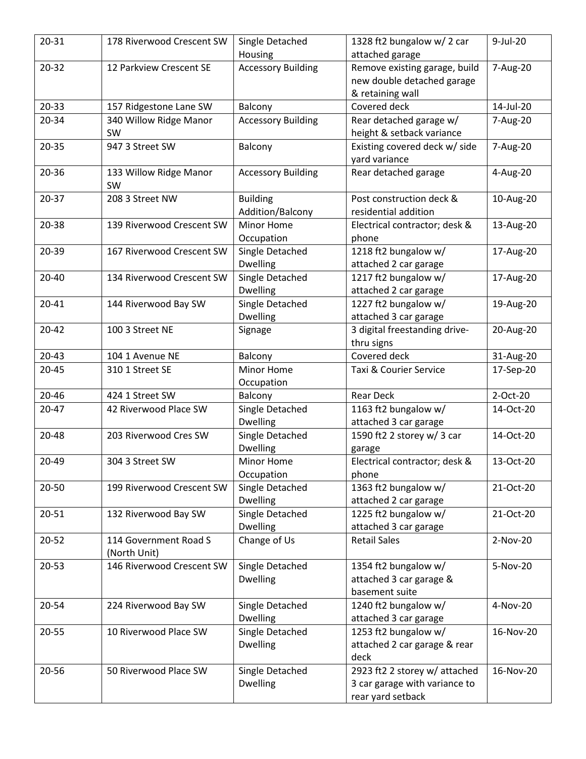| 20-31 | 178 Riverwood Crescent SW | Single Detached Housing | 1328 ft2 bungalow w/ 2 car attached garage | 9-Jul-20 |
|---|---|---|---|---|
| 20-32 | 12 Parkview Crescent SE | Accessory Building | Remove existing garage, build new double detached garage & retaining wall | 7-Aug-20 |
| 20-33 | 157 Ridgestone Lane SW | Balcony | Covered deck | 14-Jul-20 |
| 20-34 | 340 Willow Ridge Manor SW | Accessory Building | Rear detached garage w/ height & setback variance | 7-Aug-20 |
| 20-35 | 947 3 Street SW | Balcony | Existing covered deck w/ side yard variance | 7-Aug-20 |
| 20-36 | 133 Willow Ridge Manor SW | Accessory Building | Rear detached garage | 4-Aug-20 |
| 20-37 | 208 3 Street NW | Building Addition/Balcony | Post construction deck & residential addition | 10-Aug-20 |
| 20-38 | 139 Riverwood Crescent SW | Minor Home Occupation | Electrical contractor; desk & phone | 13-Aug-20 |
| 20-39 | 167 Riverwood Crescent SW | Single Detached Dwelling | 1218 ft2 bungalow w/ attached 2 car garage | 17-Aug-20 |
| 20-40 | 134 Riverwood Crescent SW | Single Detached Dwelling | 1217 ft2 bungalow w/ attached 2 car garage | 17-Aug-20 |
| 20-41 | 144 Riverwood Bay SW | Single Detached Dwelling | 1227 ft2 bungalow w/ attached 3 car garage | 19-Aug-20 |
| 20-42 | 100 3 Street NE | Signage | 3 digital freestanding drive-thru signs | 20-Aug-20 |
| 20-43 | 104 1 Avenue NE | Balcony | Covered deck | 31-Aug-20 |
| 20-45 | 310 1 Street SE | Minor Home Occupation | Taxi & Courier Service | 17-Sep-20 |
| 20-46 | 424 1 Street SW | Balcony | Rear Deck | 2-Oct-20 |
| 20-47 | 42 Riverwood Place SW | Single Detached Dwelling | 1163 ft2 bungalow w/ attached 3 car garage | 14-Oct-20 |
| 20-48 | 203 Riverwood Cres SW | Single Detached Dwelling | 1590 ft2 2 storey w/ 3 car garage | 14-Oct-20 |
| 20-49 | 304 3 Street SW | Minor Home Occupation | Electrical contractor; desk & phone | 13-Oct-20 |
| 20-50 | 199 Riverwood Crescent SW | Single Detached Dwelling | 1363 ft2 bungalow w/ attached 2 car garage | 21-Oct-20 |
| 20-51 | 132 Riverwood Bay SW | Single Detached Dwelling | 1225 ft2 bungalow w/ attached 3 car garage | 21-Oct-20 |
| 20-52 | 114 Government Road S (North Unit) | Change of Us | Retail Sales | 2-Nov-20 |
| 20-53 | 146 Riverwood Crescent SW | Single Detached Dwelling | 1354 ft2 bungalow w/ attached 3 car garage & basement suite | 5-Nov-20 |
| 20-54 | 224 Riverwood Bay SW | Single Detached Dwelling | 1240 ft2 bungalow w/ attached 3 car garage | 4-Nov-20 |
| 20-55 | 10 Riverwood Place SW | Single Detached Dwelling | 1253 ft2 bungalow w/ attached 2 car garage & rear deck | 16-Nov-20 |
| 20-56 | 50 Riverwood Place SW | Single Detached Dwelling | 2923 ft2 2 storey w/ attached 3 car garage with variance to rear yard setback | 16-Nov-20 |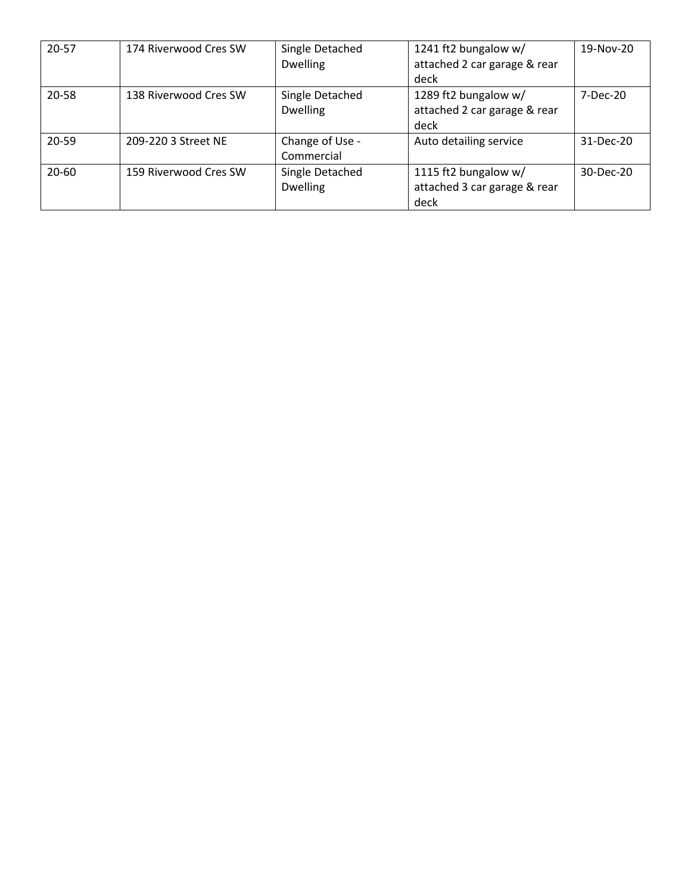| | | | | |
|---|---|---|---|---|
| 20-57 | 174 Riverwood Cres SW | Single Detached Dwelling | 1241 ft2 bungalow w/ attached 2 car garage & rear deck | 19-Nov-20 |
| 20-58 | 138 Riverwood Cres SW | Single Detached Dwelling | 1289 ft2 bungalow w/ attached 2 car garage & rear deck | 7-Dec-20 |
| 20-59 | 209-220 3 Street NE | Change of Use - Commercial | Auto detailing service | 31-Dec-20 |
| 20-60 | 159 Riverwood Cres SW | Single Detached Dwelling | 1115 ft2 bungalow w/ attached 3 car garage & rear deck | 30-Dec-20 |